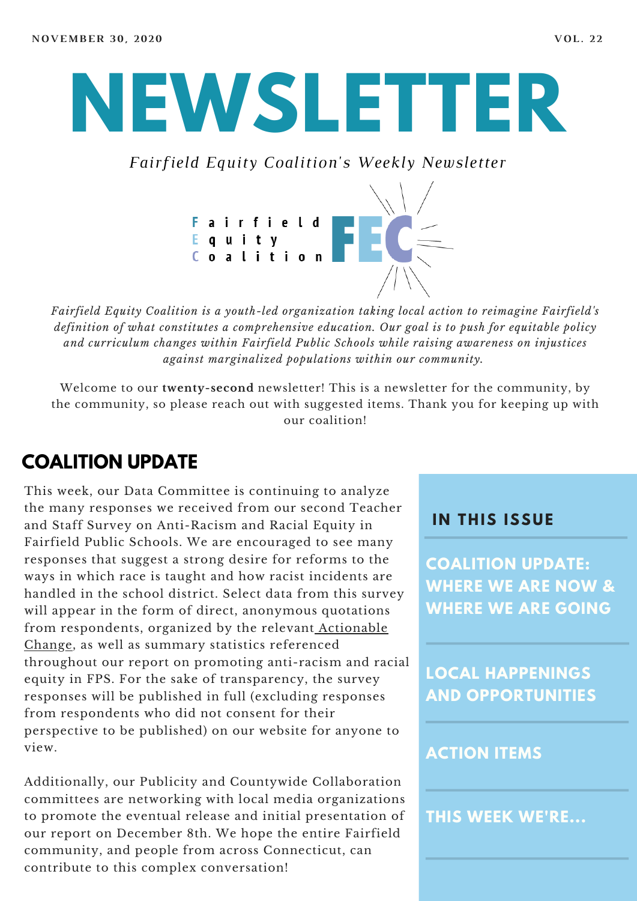NOVEMBER 30, 2020 VOL. 22

# NEWSLETTER

*Fairfield Equity Coalition's Weekly Newsletter*

Fairfield
Equity
Coalition

FEC

*Fairfield Equity Coalition is a youth-led organization taking local action to reimagine Fairfield's definition of what constitutes a comprehensive education. Our goal is to push for equitable policy and curriculum changes within Fairfield Public Schools while raising awareness on injustices against marginalized populations within our community.*

Welcome to our **twenty-second** newsletter! This is a newsletter for the community, by the community, so please reach out with suggested items. Thank you for keeping up with our coalition!

## COALITION UPDATE

This week, our Data Committee is continuing to analyze the many responses we received from our second Teacher and Staff Survey on Anti-Racism and Racial Equity in Fairfield Public Schools. We are encouraged to see many responses that suggest a strong desire for reforms to the ways in which race is taught and how racist incidents are handled in the school district. Select data from this survey will appear in the form of direct, anonymous quotations from respondents, organized by the relevant Actionable Change, as well as summary statistics referenced throughout our report on promoting anti-racism and racial equity in FPS. For the sake of transparency, the survey responses will be published in full (excluding responses from respondents who did not consent for their perspective to be published) on our website for anyone to view.

Additionally, our Publicity and Countywide Collaboration committees are networking with local media organizations to promote the eventual release and initial presentation of our report on December 8th. We hope the entire Fairfield community, and people from across Connecticut, can contribute to this complex conversation!

### IN THIS ISSUE

- COALITION UPDATE: WHERE WE ARE NOW & WHERE WE ARE GOING
- LOCAL HAPPENINGS AND OPPORTUNITIES
- ACTION ITEMS
- THIS WEEK WE'RE...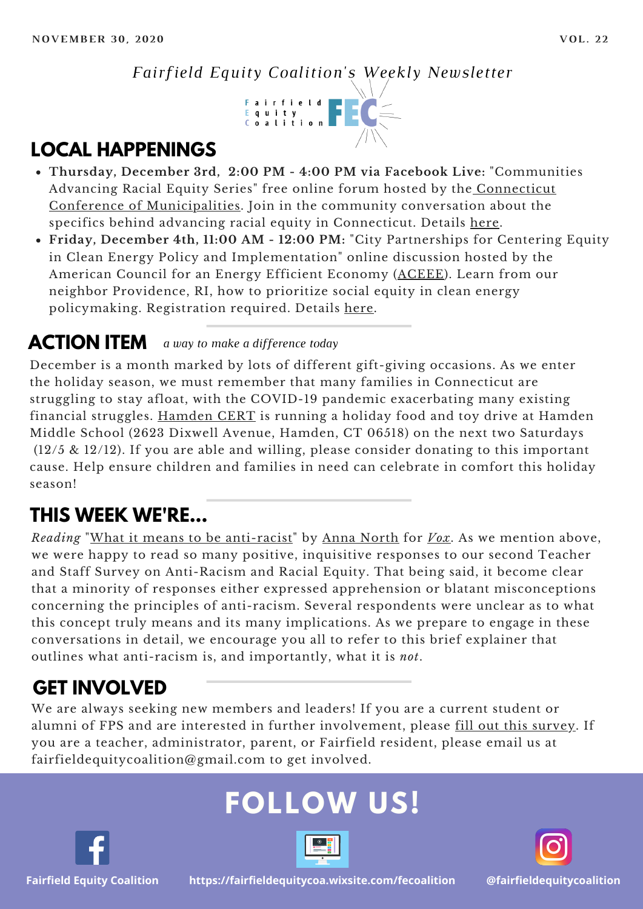NOVEMBER 30, 2020 VOL. 22

*Fairfield Equity Coalition's Weekly Newsletter*

## LOCAL HAPPENINGS

- **Thursday, December 3rd, 2:00 PM - 4:00 PM via Facebook Live:** "Communities Advancing Racial Equity Series" free online forum hosted by the Connecticut Conference of Municipalities. Join in the community conversation about the specifics behind advancing racial equity in Connecticut. Details here.
- **Friday, December 4th, 11:00 AM - 12:00 PM:** "City Partnerships for Centering Equity in Clean Energy Policy and Implementation" online discussion hosted by the American Council for an Energy Efficient Economy (ACEEE). Learn from our neighbor Providence, RI, how to prioritize social equity in clean energy policymaking. Registration required. Details here.

## ACTION ITEM *a way to make a difference today*

December is a month marked by lots of different gift-giving occasions. As we enter the holiday season, we must remember that many families in Connecticut are struggling to stay afloat, with the COVID-19 pandemic exacerbating many existing financial struggles. Hamden CERT is running a holiday food and toy drive at Hamden Middle School (2623 Dixwell Avenue, Hamden, CT 06518) on the next two Saturdays (12/5 & 12/12). If you are able and willing, please consider donating to this important cause. Help ensure children and families in need can celebrate in comfort this holiday season!

## THIS WEEK WE'RE...

*Reading* "What it means to be anti-racist" by Anna North for *Vox*. As we mention above, we were happy to read so many positive, inquisitive responses to our second Teacher and Staff Survey on Anti-Racism and Racial Equity. That being said, it become clear that a minority of responses either expressed apprehension or blatant misconceptions concerning the principles of anti-racism. Several respondents were unclear as to what this concept truly means and its many implications. As we prepare to engage in these conversations in detail, we encourage you all to refer to this brief explainer that outlines what anti-racism is, and importantly, what it is *not*.

## GET INVOLVED

We are always seeking new members and leaders! If you are a current student or alumni of FPS and are interested in further involvement, please fill out this survey. If you are a teacher, administrator, parent, or Fairfield resident, please email us at fairfieldequitycoalition@gmail.com to get involved.

## FOLLOW US!

Fairfield Equity Coalition

https://fairfieldequitycoa.wixsite.com/fecoalition

@fairfieldequitycoalition